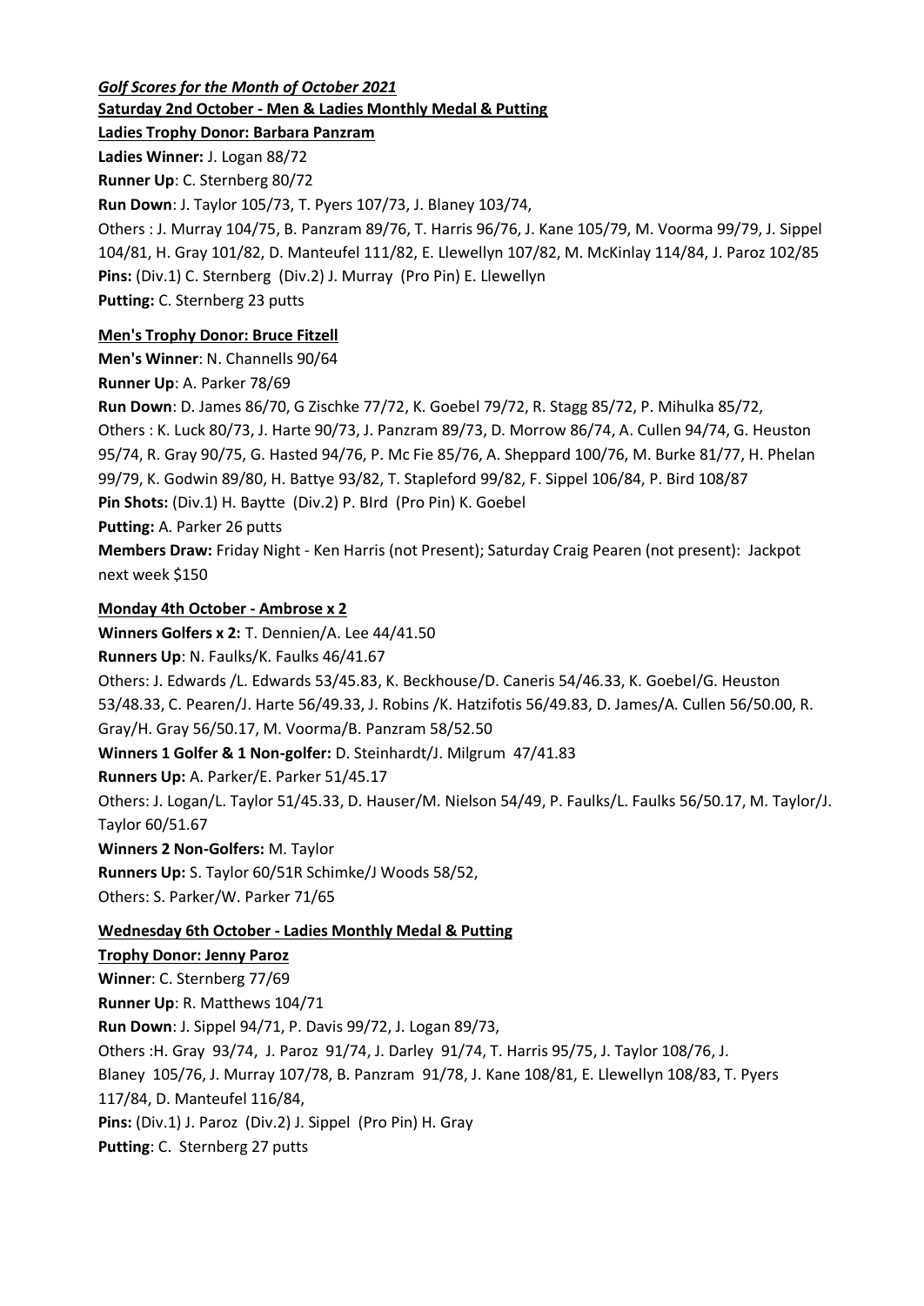***Golf Scores for the Month of October 2021***

**Saturday 2nd October - Men & Ladies Monthly Medal & Putting**

**Ladies Trophy Donor: Barbara Panzram**

**Ladies Winner:** J. Logan 88/72

**Runner Up**: C. Sternberg 80/72

**Run Down**: J. Taylor 105/73, T. Pyers 107/73, J. Blaney 103/74,

Others : J. Murray 104/75, B. Panzram 89/76, T. Harris 96/76, J. Kane 105/79, M. Voorma 99/79, J. Sippel 104/81, H. Gray 101/82, D. Manteufel 111/82, E. Llewellyn 107/82, M. McKinlay 114/84, J. Paroz 102/85

**Pins:** (Div.1) C. Sternberg (Div.2) J. Murray (Pro Pin) E. Llewellyn

**Putting:** C. Sternberg 23 putts

**Men's Trophy Donor: Bruce Fitzell**

**Men's Winner**: N. Channells 90/64

**Runner Up**: A. Parker 78/69

**Run Down**: D. James 86/70, G Zischke 77/72, K. Goebel 79/72, R. Stagg 85/72, P. Mihulka 85/72,

Others : K. Luck 80/73, J. Harte 90/73, J. Panzram 89/73, D. Morrow 86/74, A. Cullen 94/74, G. Heuston 95/74, R. Gray 90/75, G. Hasted 94/76, P. Mc Fie 85/76, A. Sheppard 100/76, M. Burke 81/77, H. Phelan 99/79, K. Godwin 89/80, H. Battye 93/82, T. Stapleford 99/82, F. Sippel 106/84, P. Bird 108/87

**Pin Shots:** (Div.1) H. Baytte (Div.2) P. BIrd (Pro Pin) K. Goebel

**Putting:** A. Parker 26 putts

**Members Draw:** Friday Night - Ken Harris (not Present); Saturday Craig Pearen (not present): Jackpot next week $150

**Monday 4th October - Ambrose x 2**

**Winners Golfers x 2:** T. Dennien/A. Lee 44/41.50

**Runners Up**: N. Faulks/K. Faulks 46/41.67

Others: J. Edwards /L. Edwards 53/45.83, K. Beckhouse/D. Caneris 54/46.33, K. Goebel/G. Heuston 53/48.33, C. Pearen/J. Harte 56/49.33, J. Robins /K. Hatzifotis 56/49.83, D. James/A. Cullen 56/50.00, R. Gray/H. Gray 56/50.17, M. Voorma/B. Panzram 58/52.50

**Winners 1 Golfer & 1 Non-golfer:** D. Steinhardt/J. Milgrum 47/41.83

**Runners Up:** A. Parker/E. Parker 51/45.17

Others: J. Logan/L. Taylor 51/45.33, D. Hauser/M. Nielson 54/49, P. Faulks/L. Faulks 56/50.17, M. Taylor/J. Taylor 60/51.67

**Winners 2 Non-Golfers:** M. Taylor

**Runners Up:** S. Taylor 60/51R Schimke/J Woods 58/52,

Others: S. Parker/W. Parker 71/65

**Wednesday 6th October - Ladies Monthly Medal & Putting**

**Trophy Donor: Jenny Paroz**

**Winner**: C. Sternberg 77/69

**Runner Up**: R. Matthews 104/71

**Run Down**: J. Sippel 94/71, P. Davis 99/72, J. Logan 89/73,

Others :H. Gray 93/74, J. Paroz 91/74, J. Darley 91/74, T. Harris 95/75, J. Taylor 108/76, J. Blaney 105/76, J. Murray 107/78, B. Panzram 91/78, J. Kane 108/81, E. Llewellyn 108/83, T. Pyers 117/84, D. Manteufel 116/84,

**Pins:** (Div.1) J. Paroz (Div.2) J. Sippel (Pro Pin) H. Gray

**Putting**: C. Sternberg 27 putts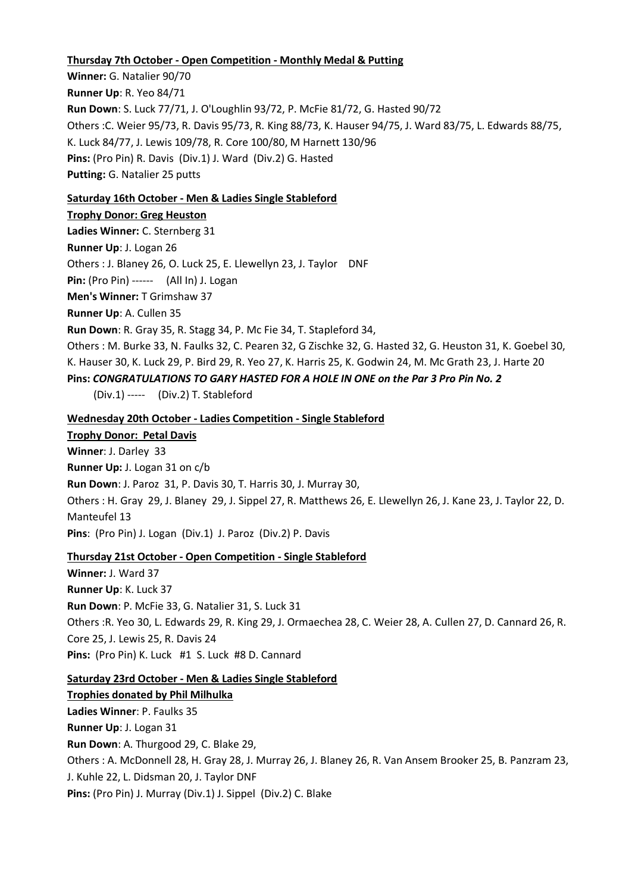**Thursday 7th October - Open Competition - Monthly Medal & Putting**

**Winner:** G. Natalier 90/70
**Runner Up**: R. Yeo 84/71
**Run Down**: S. Luck 77/71, J. O'Loughlin 93/72, P. McFie 81/72, G. Hasted 90/72
Others :C. Weier 95/73, R. Davis 95/73, R. King 88/73, K. Hauser 94/75, J. Ward 83/75, L. Edwards 88/75, K. Luck 84/77, J. Lewis 109/78, R. Core 100/80, M Harnett 130/96
**Pins:** (Pro Pin) R. Davis (Div.1) J. Ward (Div.2) G. Hasted
**Putting:** G. Natalier 25 putts

**Saturday 16th October - Men & Ladies Single Stableford**

**Trophy Donor: Greg Heuston**
**Ladies Winner:** C. Sternberg 31
**Runner Up**: J. Logan 26
Others : J. Blaney 26, O. Luck 25, E. Llewellyn 23, J. Taylor DNF
**Pin:** (Pro Pin) ------ (All In) J. Logan
**Men's Winner:** T Grimshaw 37
**Runner Up**: A. Cullen 35
**Run Down**: R. Gray 35, R. Stagg 34, P. Mc Fie 34, T. Stapleford 34,
Others : M. Burke 33, N. Faulks 32, C. Pearen 32, G Zischke 32, G. Hasted 32, G. Heuston 31, K. Goebel 30, K. Hauser 30, K. Luck 29, P. Bird 29, R. Yeo 27, K. Harris 25, K. Godwin 24, M. Mc Grath 23, J. Harte 20
**Pins:** ***CONGRATULATIONS TO GARY HASTED FOR A HOLE IN ONE on the Par 3 Pro Pin No. 2***
(Div.1) ----- (Div.2) T. Stableford

**Wednesday 20th October - Ladies Competition - Single Stableford**

**Trophy Donor: Petal Davis**
**Winner**: J. Darley 33
**Runner Up:** J. Logan 31 on c/b
**Run Down**: J. Paroz 31, P. Davis 30, T. Harris 30, J. Murray 30,
Others : H. Gray 29, J. Blaney 29, J. Sippel 27, R. Matthews 26, E. Llewellyn 26, J. Kane 23, J. Taylor 22, D. Manteufel 13
**Pins**: (Pro Pin) J. Logan (Div.1) J. Paroz (Div.2) P. Davis

**Thursday 21st October - Open Competition - Single Stableford**

**Winner:** J. Ward 37
**Runner Up**: K. Luck 37
**Run Down**: P. McFie 33, G. Natalier 31, S. Luck 31
Others :R. Yeo 30, L. Edwards 29, R. King 29, J. Ormaechea 28, C. Weier 28, A. Cullen 27, D. Cannard 26, R. Core 25, J. Lewis 25, R. Davis 24
**Pins:** (Pro Pin) K. Luck #1 S. Luck #8 D. Cannard

**Saturday 23rd October - Men & Ladies Single Stableford**

**Trophies donated by Phil Milhulka**
**Ladies Winner**: P. Faulks 35
**Runner Up**: J. Logan 31
**Run Down**: A. Thurgood 29, C. Blake 29,
Others : A. McDonnell 28, H. Gray 28, J. Murray 26, J. Blaney 26, R. Van Ansem Brooker 25, B. Panzram 23, J. Kuhle 22, L. Didsman 20, J. Taylor DNF
**Pins:** (Pro Pin) J. Murray (Div.1) J. Sippel (Div.2) C. Blake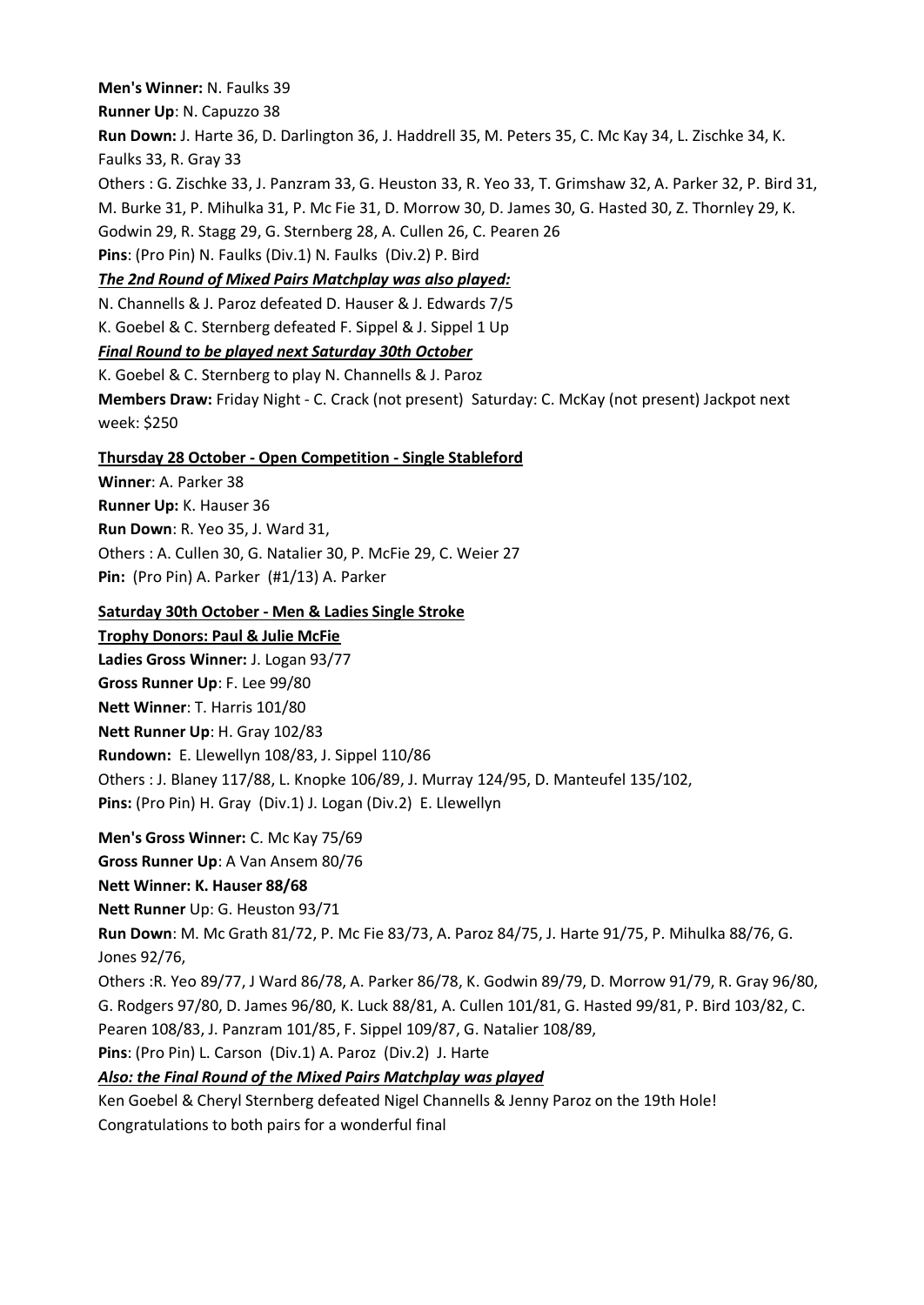**Men's Winner:** N. Faulks 39

**Runner Up**: N. Capuzzo 38

**Run Down:** J. Harte 36, D. Darlington 36, J. Haddrell 35, M. Peters 35, C. Mc Kay 34, L. Zischke 34, K. Faulks 33, R. Gray 33

Others : G. Zischke 33, J. Panzram 33, G. Heuston 33, R. Yeo 33, T. Grimshaw 32, A. Parker 32, P. Bird 31, M. Burke 31, P. Mihulka 31, P. Mc Fie 31, D. Morrow 30, D. James 30, G. Hasted 30, Z. Thornley 29, K. Godwin 29, R. Stagg 29, G. Sternberg 28, A. Cullen 26, C. Pearen 26

**Pins**: (Pro Pin) N. Faulks (Div.1) N. Faulks (Div.2) P. Bird

***The 2nd Round of Mixed Pairs Matchplay was also played:***

N. Channells & J. Paroz defeated D. Hauser & J. Edwards 7/5

K. Goebel & C. Sternberg defeated F. Sippel & J. Sippel 1 Up

***Final Round to be played next Saturday 30th October***

K. Goebel & C. Sternberg to play N. Channells & J. Paroz

**Members Draw:** Friday Night - C. Crack (not present) Saturday: C. McKay (not present) Jackpot next week: $250

**Thursday 28 October - Open Competition - Single Stableford**

**Winner**: A. Parker 38

**Runner Up:** K. Hauser 36

**Run Down**: R. Yeo 35, J. Ward 31,

Others : A. Cullen 30, G. Natalier 30, P. McFie 29, C. Weier 27

**Pin:** (Pro Pin) A. Parker (#1/13) A. Parker

**Saturday 30th October - Men & Ladies Single Stroke**

**Trophy Donors: Paul & Julie McFie**

**Ladies Gross Winner:** J. Logan 93/77

**Gross Runner Up**: F. Lee 99/80

**Nett Winner**: T. Harris 101/80

**Nett Runner Up**: H. Gray 102/83

**Rundown:** E. Llewellyn 108/83, J. Sippel 110/86

Others : J. Blaney 117/88, L. Knopke 106/89, J. Murray 124/95, D. Manteufel 135/102,

**Pins:** (Pro Pin) H. Gray (Div.1) J. Logan (Div.2) E. Llewellyn

**Men's Gross Winner:** C. Mc Kay 75/69

**Gross Runner Up**: A Van Ansem 80/76

**Nett Winner: K. Hauser 88/68**

**Nett Runner** Up: G. Heuston 93/71

**Run Down**: M. Mc Grath 81/72, P. Mc Fie 83/73, A. Paroz 84/75, J. Harte 91/75, P. Mihulka 88/76, G. Jones 92/76,

Others :R. Yeo 89/77, J Ward 86/78, A. Parker 86/78, K. Godwin 89/79, D. Morrow 91/79, R. Gray 96/80, G. Rodgers 97/80, D. James 96/80, K. Luck 88/81, A. Cullen 101/81, G. Hasted 99/81, P. Bird 103/82, C. Pearen 108/83, J. Panzram 101/85, F. Sippel 109/87, G. Natalier 108/89,

**Pins**: (Pro Pin) L. Carson (Div.1) A. Paroz (Div.2) J. Harte

***Also: the Final Round of the Mixed Pairs Matchplay was played***

Ken Goebel & Cheryl Sternberg defeated Nigel Channells & Jenny Paroz on the 19th Hole!
Congratulations to both pairs for a wonderful final